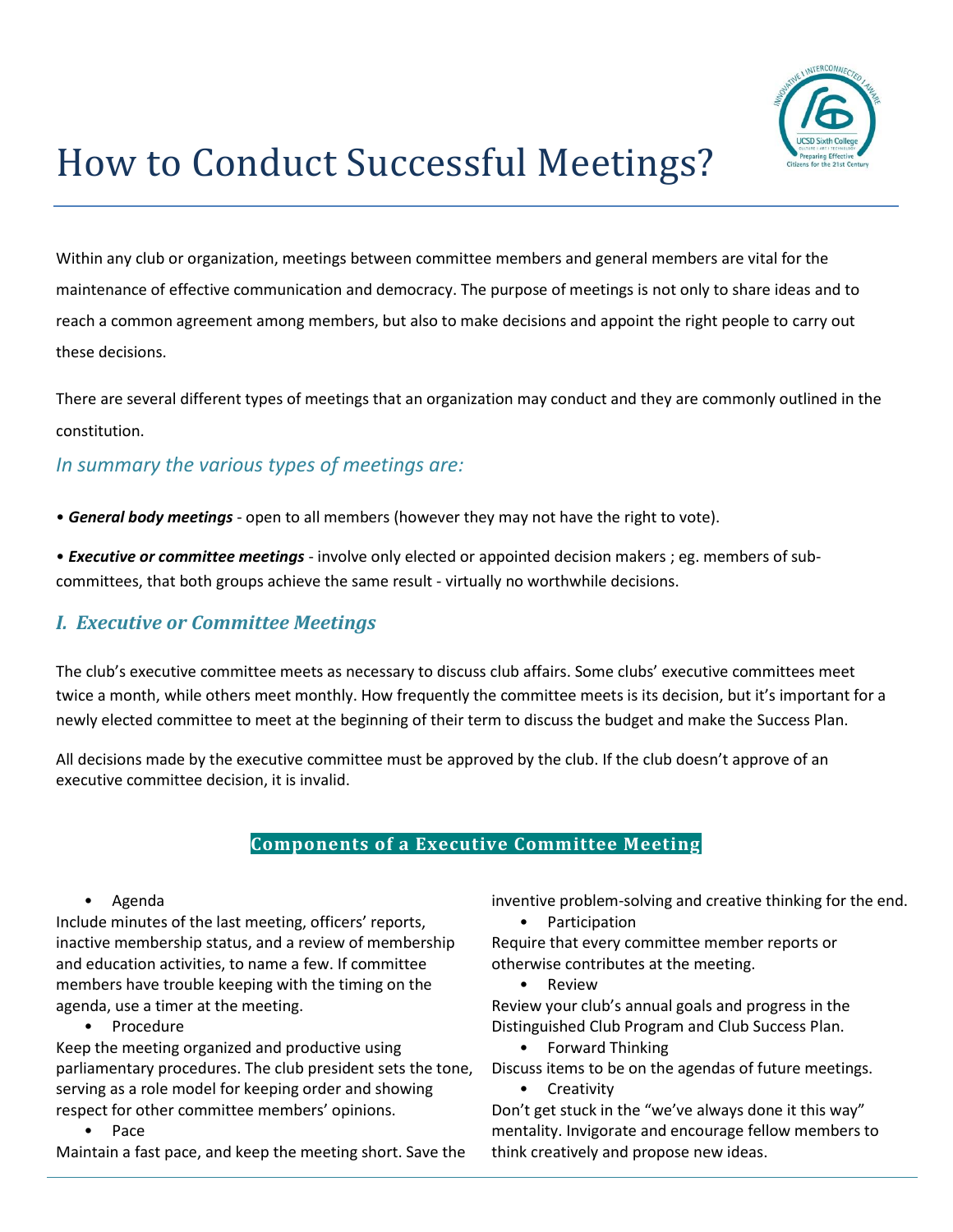# How to Conduct Successful Meetings?

Within any club or organization, meetings between committee members and general members are vital for the maintenance of effective communication and democracy. The purpose of meetings is not only to share ideas and to reach a common agreement among members, but also to make decisions and appoint the right people to carry out these decisions.

There are several different types of meetings that an organization may conduct and they are commonly outlined in the constitution.

### *In summary the various types of meetings are:*

• ***General body meetings*** - open to all members (however they may not have the right to vote).

• ***Executive or committee meetings*** - involve only elected or appointed decision makers ; eg. members of sub-committees, that both groups achieve the same result - virtually no worthwhile decisions.

## *I. Executive or Committee Meetings*

The club's executive committee meets as necessary to discuss club affairs. Some clubs' executive committees meet twice a month, while others meet monthly. How frequently the committee meets is its decision, but it's important for a newly elected committee to meet at the beginning of their term to discuss the budget and make the Success Plan.

All decisions made by the executive committee must be approved by the club. If the club doesn't approve of an executive committee decision, it is invalid.

### Components of a Executive Committee Meeting

- Agenda

Include minutes of the last meeting, officers' reports, inactive membership status, and a review of membership and education activities, to name a few. If committee members have trouble keeping with the timing on the agenda, use a timer at the meeting.

- Procedure

Keep the meeting organized and productive using parliamentary procedures. The club president sets the tone, serving as a role model for keeping order and showing respect for other committee members' opinions.

- Pace

Maintain a fast pace, and keep the meeting short. Save the inventive problem-solving and creative thinking for the end.

- Participation

Require that every committee member reports or otherwise contributes at the meeting.

- Review

Review your club's annual goals and progress in the Distinguished Club Program and Club Success Plan.

- Forward Thinking

Discuss items to be on the agendas of future meetings.

- Creativity

Don't get stuck in the "we've always done it this way" mentality. Invigorate and encourage fellow members to think creatively and propose new ideas.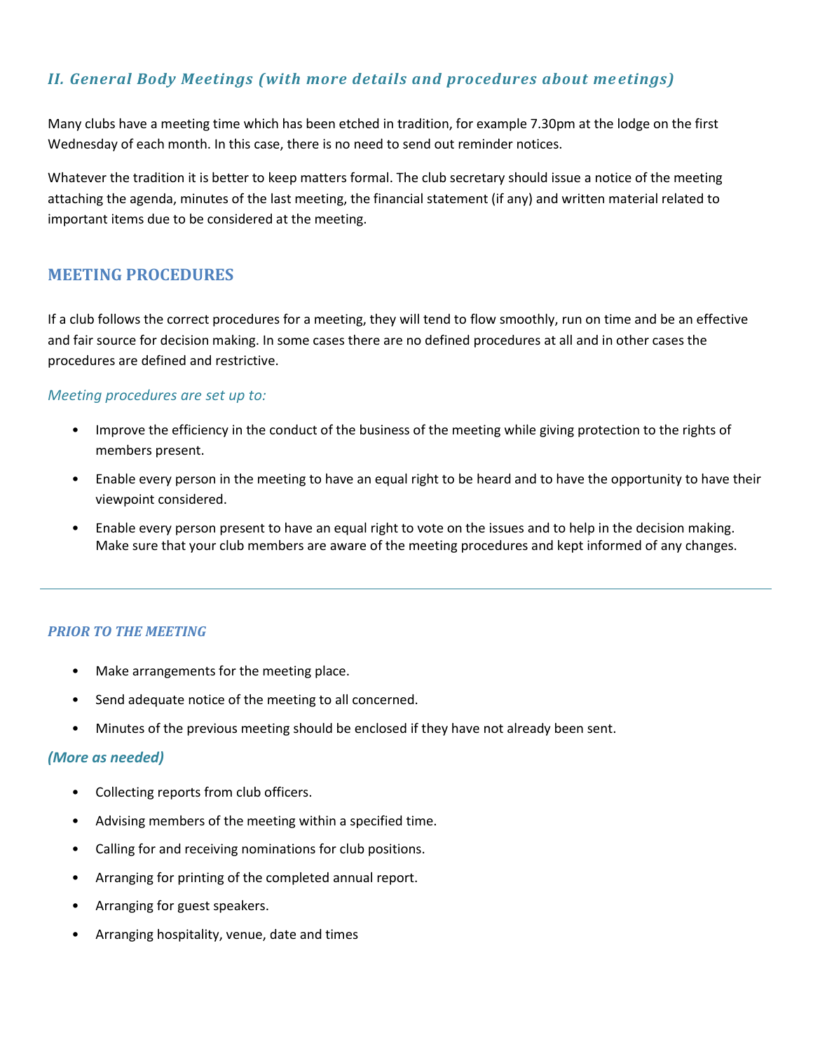## *II. General Body Meetings (with more details and procedures about meetings)*

Many clubs have a meeting time which has been etched in tradition, for example 7.30pm at the lodge on the first Wednesday of each month. In this case, there is no need to send out reminder notices.

Whatever the tradition it is better to keep matters formal. The club secretary should issue a notice of the meeting attaching the agenda, minutes of the last meeting, the financial statement (if any) and written material related to important items due to be considered at the meeting.

### MEETING PROCEDURES

If a club follows the correct procedures for a meeting, they will tend to flow smoothly, run on time and be an effective and fair source for decision making. In some cases there are no defined procedures at all and in other cases the procedures are defined and restrictive.

*Meeting procedures are set up to:*

- Improve the efficiency in the conduct of the business of the meeting while giving protection to the rights of members present.
- Enable every person in the meeting to have an equal right to be heard and to have the opportunity to have their viewpoint considered.
- Enable every person present to have an equal right to vote on the issues and to help in the decision making. Make sure that your club members are aware of the meeting procedures and kept informed of any changes.

---

#### *PRIOR TO THE MEETING*

- Make arrangements for the meeting place.
- Send adequate notice of the meeting to all concerned.
- Minutes of the previous meeting should be enclosed if they have not already been sent.

***(More as needed)***

- Collecting reports from club officers.
- Advising members of the meeting within a specified time.
- Calling for and receiving nominations for club positions.
- Arranging for printing of the completed annual report.
- Arranging for guest speakers.
- Arranging hospitality, venue, date and times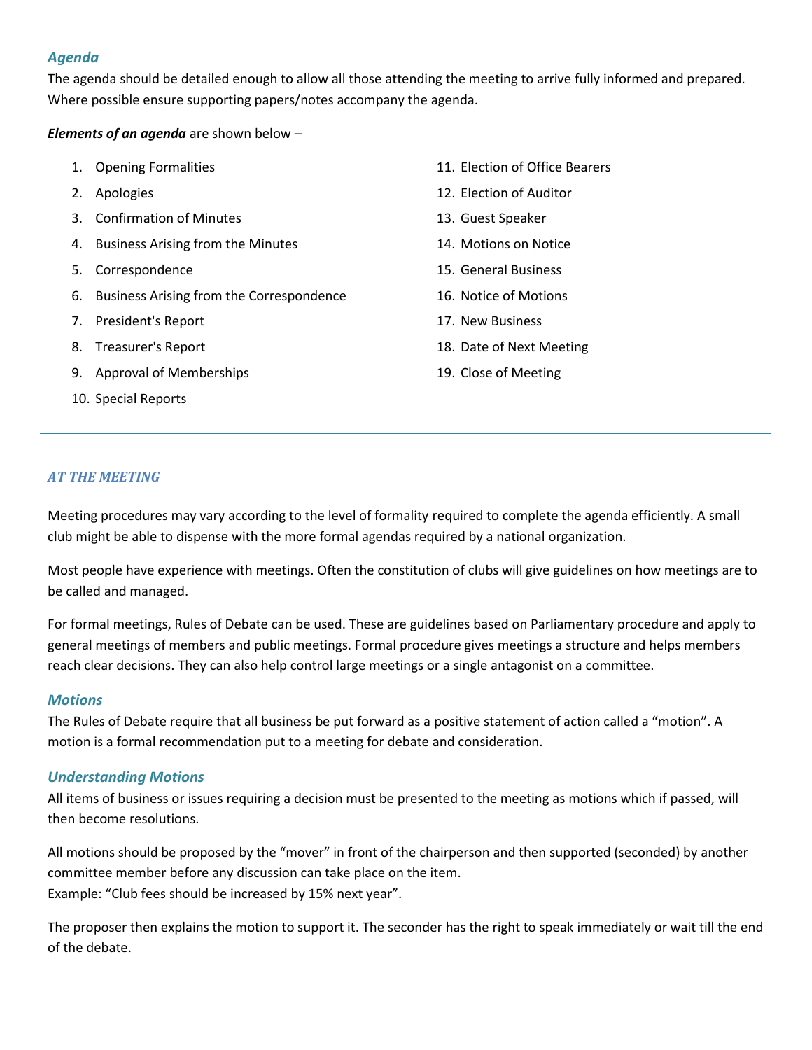### *Agenda*

The agenda should be detailed enough to allow all those attending the meeting to arrive fully informed and prepared. Where possible ensure supporting papers/notes accompany the agenda.

***Elements of an agenda*** are shown below –

1. Opening Formalities
2. Apologies
3. Confirmation of Minutes
4. Business Arising from the Minutes
5. Correspondence
6. Business Arising from the Correspondence
7. President's Report
8. Treasurer's Report
9. Approval of Memberships
10. Special Reports
11. Election of Office Bearers
12. Election of Auditor
13. Guest Speaker
14. Motions on Notice
15. General Business
16. Notice of Motions
17. New Business
18. Date of Next Meeting
19. Close of Meeting

---

## *AT THE MEETING*

Meeting procedures may vary according to the level of formality required to complete the agenda efficiently. A small club might be able to dispense with the more formal agendas required by a national organization.

Most people have experience with meetings. Often the constitution of clubs will give guidelines on how meetings are to be called and managed.

For formal meetings, Rules of Debate can be used. These are guidelines based on Parliamentary procedure and apply to general meetings of members and public meetings. Formal procedure gives meetings a structure and helps members reach clear decisions. They can also help control large meetings or a single antagonist on a committee.

### *Motions*

The Rules of Debate require that all business be put forward as a positive statement of action called a "motion". A motion is a formal recommendation put to a meeting for debate and consideration.

### *Understanding Motions*

All items of business or issues requiring a decision must be presented to the meeting as motions which if passed, will then become resolutions.

All motions should be proposed by the "mover" in front of the chairperson and then supported (seconded) by another committee member before any discussion can take place on the item.
Example: "Club fees should be increased by 15% next year".

The proposer then explains the motion to support it. The seconder has the right to speak immediately or wait till the end of the debate.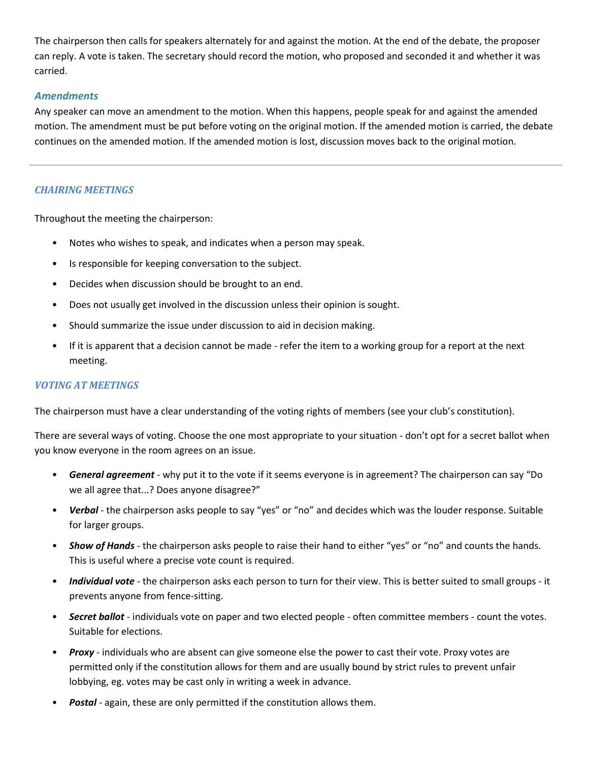The chairperson then calls for speakers alternately for and against the motion. At the end of the debate, the proposer can reply. A vote is taken. The secretary should record the motion, who proposed and seconded it and whether it was carried.

### *Amendments*

Any speaker can move an amendment to the motion. When this happens, people speak for and against the amended motion. The amendment must be put before voting on the original motion. If the amended motion is carried, the debate continues on the amended motion. If the amended motion is lost, discussion moves back to the original motion.

---

## *CHAIRING MEETINGS*

Throughout the meeting the chairperson:

- Notes who wishes to speak, and indicates when a person may speak.
- Is responsible for keeping conversation to the subject.
- Decides when discussion should be brought to an end.
- Does not usually get involved in the discussion unless their opinion is sought.
- Should summarize the issue under discussion to aid in decision making.
- If it is apparent that a decision cannot be made - refer the item to a working group for a report at the next meeting.

## *VOTING AT MEETINGS*

The chairperson must have a clear understanding of the voting rights of members (see your club's constitution).

There are several ways of voting. Choose the one most appropriate to your situation - don't opt for a secret ballot when you know everyone in the room agrees on an issue.

- ***General agreement*** - why put it to the vote if it seems everyone is in agreement? The chairperson can say "Do we all agree that...? Does anyone disagree?"
- ***Verbal*** - the chairperson asks people to say "yes" or "no" and decides which was the louder response. Suitable for larger groups.
- ***Show of Hands*** - the chairperson asks people to raise their hand to either "yes" or "no" and counts the hands. This is useful where a precise vote count is required.
- ***Individual vote*** - the chairperson asks each person to turn for their view. This is better suited to small groups - it prevents anyone from fence-sitting.
- ***Secret ballot*** - individuals vote on paper and two elected people - often committee members - count the votes. Suitable for elections.
- ***Proxy*** - individuals who are absent can give someone else the power to cast their vote. Proxy votes are permitted only if the constitution allows for them and are usually bound by strict rules to prevent unfair lobbying, eg. votes may be cast only in writing a week in advance.
- ***Postal*** - again, these are only permitted if the constitution allows them.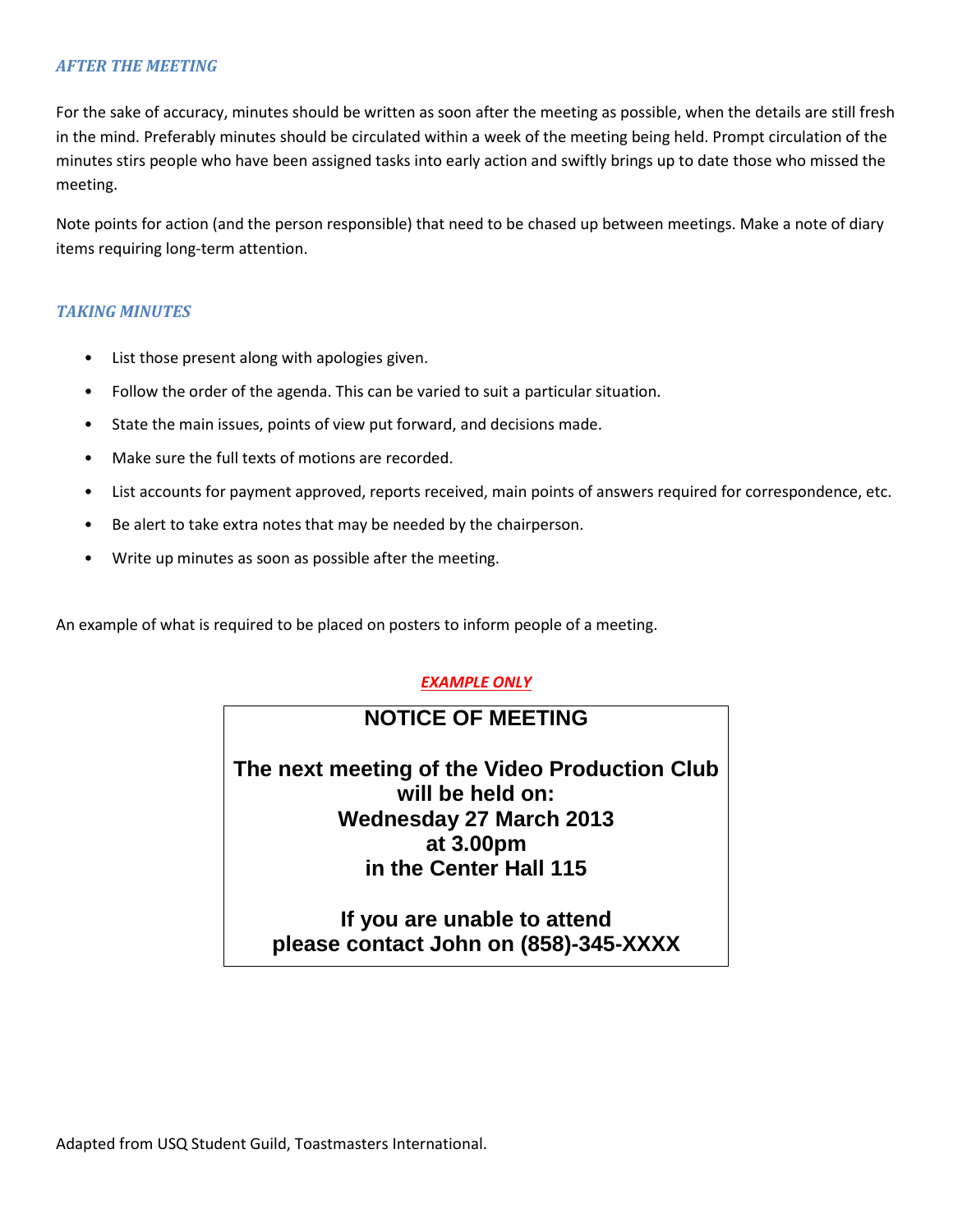### *AFTER THE MEETING*

For the sake of accuracy, minutes should be written as soon after the meeting as possible, when the details are still fresh in the mind. Preferably minutes should be circulated within a week of the meeting being held. Prompt circulation of the minutes stirs people who have been assigned tasks into early action and swiftly brings up to date those who missed the meeting.

Note points for action (and the person responsible) that need to be chased up between meetings. Make a note of diary items requiring long-term attention.

### *TAKING MINUTES*

- List those present along with apologies given.
- Follow the order of the agenda. This can be varied to suit a particular situation.
- State the main issues, points of view put forward, and decisions made.
- Make sure the full texts of motions are recorded.
- List accounts for payment approved, reports received, main points of answers required for correspondence, etc.
- Be alert to take extra notes that may be needed by the chairperson.
- Write up minutes as soon as possible after the meeting.

An example of what is required to be placed on posters to inform people of a meeting.

***EXAMPLE ONLY***

**NOTICE OF MEETING**

**The next meeting of the Video Production Club will be held on:**
**Wednesday 27 March 2013**
**at 3.00pm**
**in the Center Hall 115**

**If you are unable to attend please contact John on (858)-345-XXXX**

Adapted from USQ Student Guild, Toastmasters International.